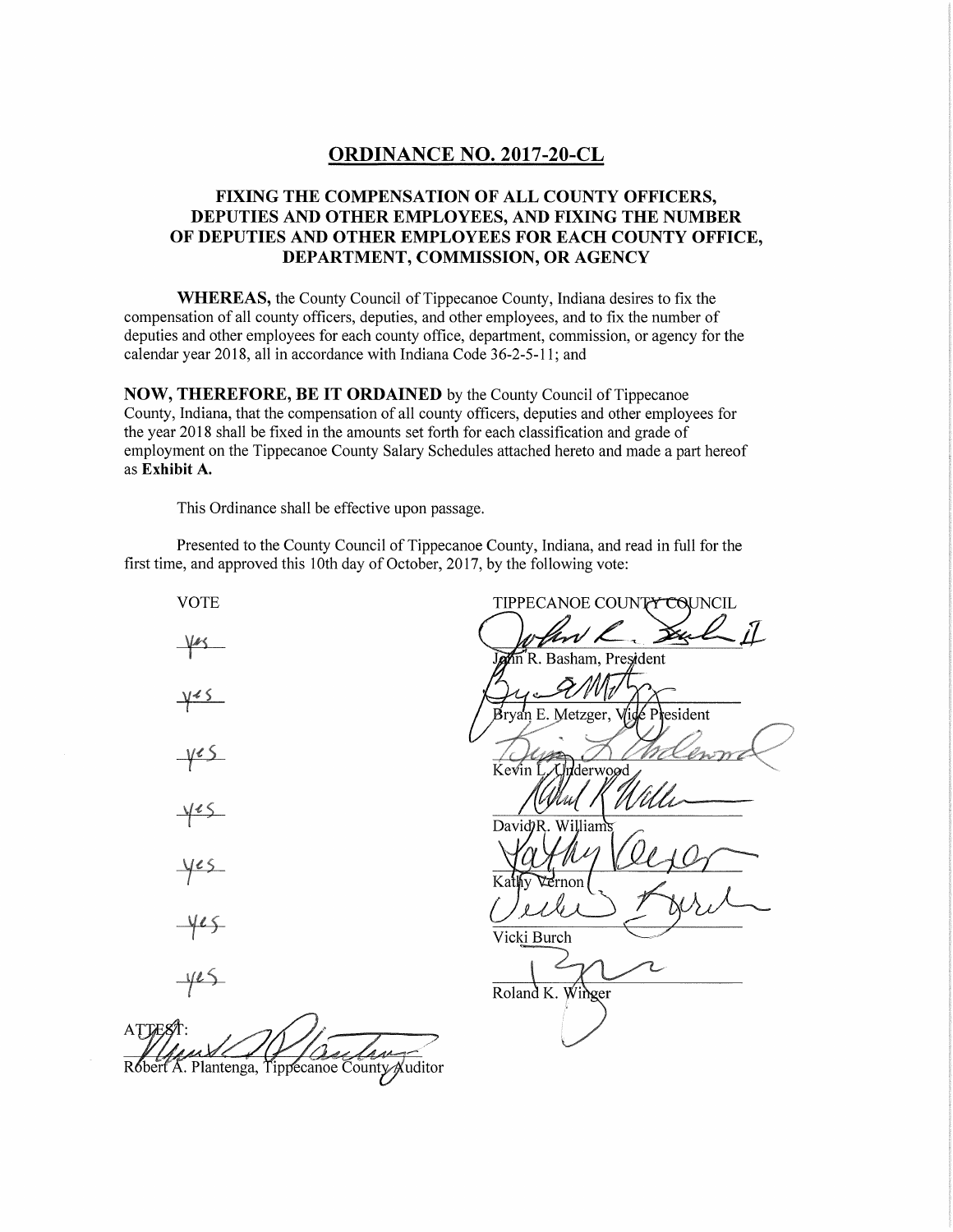# ORDINANCE NO. 2017-20-CL

## FIXING THE COMPENSATION OF ALL COUNTY OFFICERS, DEPUTIES AND OTHER EMPLOYEES, AND FIXING THE NUMBER OF DEPUTIES AND OTHER EMPLOYEES FOR EACH COUNTY OFFICE, DEPARTMENT, COMMISSION, OR AGENCY

**WHEREAS,** the County Council of Tippecanoe County, Indiana desires to fix the compensation of all county officers, deputies, and other employees, and to fix the number of deputies and other employees for each county office, department, commission, or agency for the calendar year 2018, all in accordance with Indiana Code 36-2-5-11; and

**NOW, THEREFORE, BE IT ORDAINED** by the County Council of Tippecanoe County, Indiana, that the compensation of all county officers, deputies and other employees for the year 2018 shall be fixed in the amounts set forth for each classification and grade of employment on the Tippecanoe County Salary Schedules attached hereto and made a part hereof as **Exhibit A.**

This Ordinance shall be effective upon passage.

Presented to the County Council of Tippecanoe County, Indiana, and read in full for the first time, and approved this 10th day of October, 2017, by the following vote:

| VOTE | TIPPECANOE COUNTY COUNCIL |
|---|---|
| yes | John R. Basham, President |
| yes | Bryan E. Metzger, Vice President |
| yes | Kevin L. Underwood |
| yes | David R. Williams |
| yes | Kathy Vernon |
| yes | Vicki Burch |
| yes | Roland K. Winger |

ATTEST:

Robert A. Plantenga, Tippecanoe County Auditor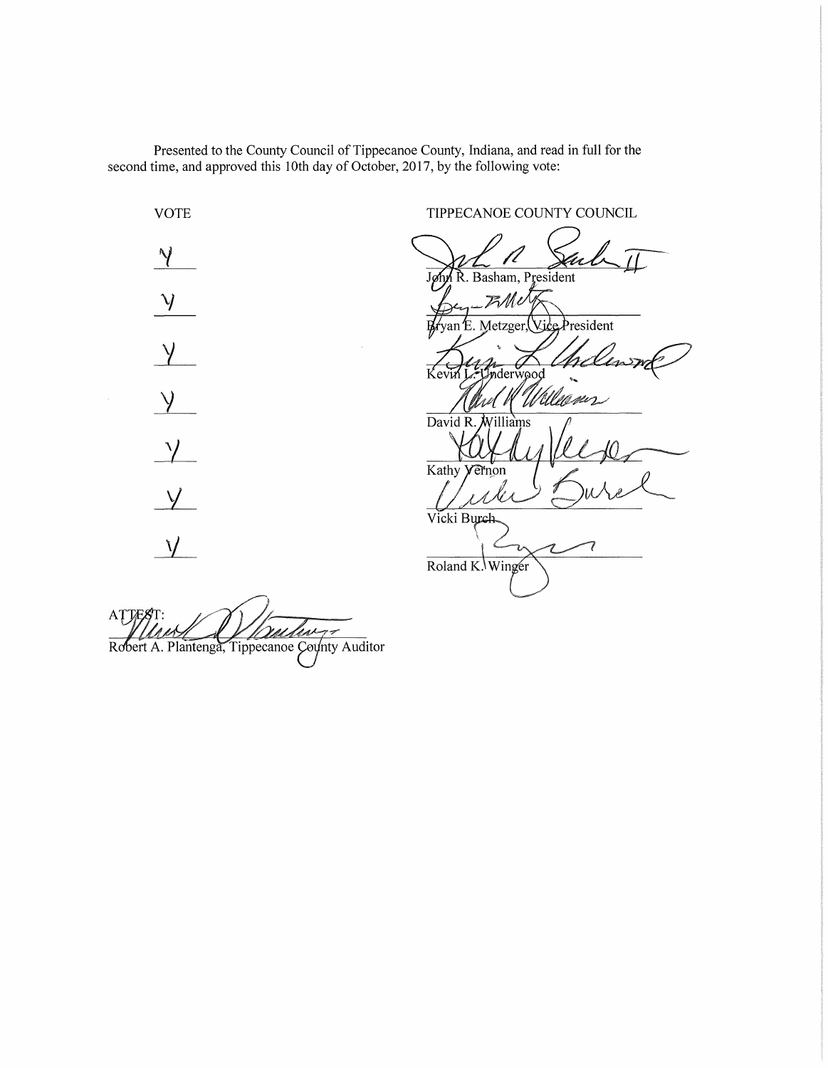Presented to the County Council of Tippecanoe County, Indiana, and read in full for the second time, and approved this 10th day of October, 2017, by the following vote:

| VOTE | TIPPECANOE COUNTY COUNCIL |
|---|---|
| Y | John R. Basham, President |
| Y | Bryan E. Metzger, Vice President |
| Y | Kevin L. Underwood |
| Y | David R. Williams |
| Y | Kathy Vernon |
| Y | Vicki Burch |
| Y | Roland K. Winger |

ATTEST:

Robert A. Plantenga, Tippecanoe County Auditor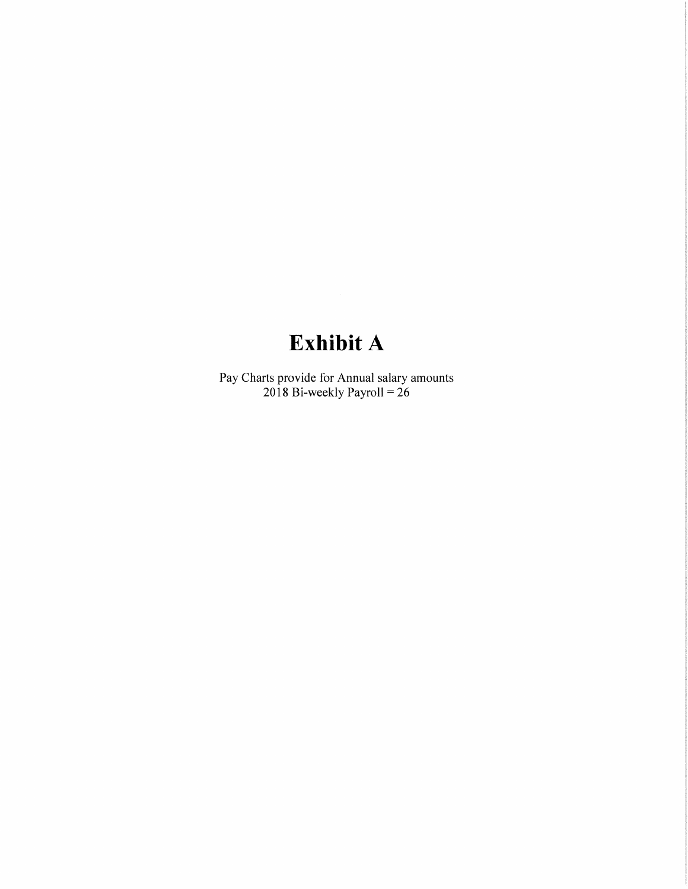# Exhibit A

Pay Charts provide for Annual salary amounts
2018 Bi-weekly Payroll = 26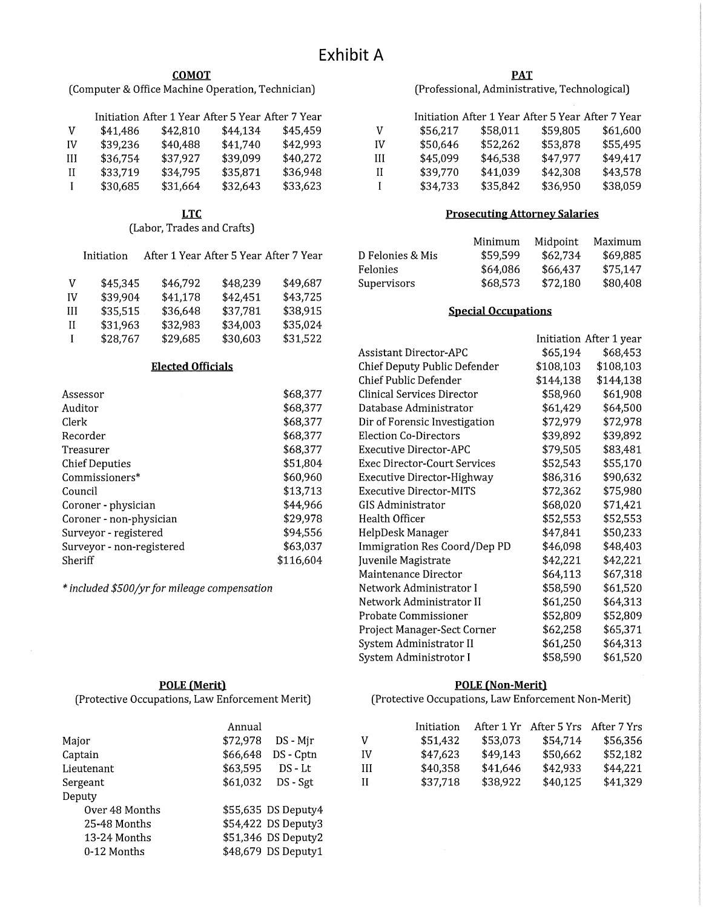# Exhibit A

## COMOT

(Computer & Office Machine Operation, Technician)

| | Initiation | After 1 Year | After 5 Year | After 7 Year |
|---|---|---|---|---|
| V | $41,486 | $42,810 | $44,134 | $45,459 |
| IV | $39,236 | $40,488 | $41,740 | $42,993 |
| III | $36,754 | $37,927 | $39,099 | $40,272 |
| II | $33,719 | $34,795 | $35,871 | $36,948 |
| I | $30,685 | $31,664 | $32,643 | $33,623 |

## LTC

(Labor, Trades and Crafts)

| | Initiation | After 1 Year | After 5 Year | After 7 Year |
|---|---|---|---|---|
| V | $45,345 | $46,792 | $48,239 | $49,687 |
| IV | $39,904 | $41,178 | $42,451 | $43,725 |
| III | $35,515 | $36,648 | $37,781 | $38,915 |
| II | $31,963 | $32,983 | $34,003 | $35,024 |
| I | $28,767 | $29,685 | $30,603 | $31,522 |

## Elected Officials

| | |
|---|---|
| Assessor | $68,377 |
| Auditor | $68,377 |
| Clerk | $68,377 |
| Recorder | $68,377 |
| Treasurer | $68,377 |
| Chief Deputies | $51,804 |
| Commissioners* | $60,960 |
| Council | $13,713 |
| Coroner - physician | $44,966 |
| Coroner - non-physician | $29,978 |
| Surveyor - registered | $94,556 |
| Surveyor - non-registered | $63,037 |
| Sheriff | $116,604 |

*\* included $500/yr for mileage compensation*

## PAT

(Professional, Administrative, Technological)

| | Initiation | After 1 Year | After 5 Year | After 7 Year |
|---|---|---|---|---|
| V | $56,217 | $58,011 | $59,805 | $61,600 |
| IV | $50,646 | $52,262 | $53,878 | $55,495 |
| III | $45,099 | $46,538 | $47,977 | $49,417 |
| II | $39,770 | $41,039 | $42,308 | $43,578 |
| I | $34,733 | $35,842 | $36,950 | $38,059 |

## Prosecuting Attorney Salaries

| | Minimum | Midpoint | Maximum |
|---|---|---|---|
| D Felonies & Mis | $59,599 | $62,734 | $69,885 |
| Felonies | $64,086 | $66,437 | $75,147 |
| Supervisors | $68,573 | $72,180 | $80,408 |

## Special Occupations

| | Initiation | After 1 year |
|---|---|---|
| Assistant Director-APC | $65,194 | $68,453 |
| Chief Deputy Public Defender | $108,103 | $108,103 |
| Chief Public Defender | $144,138 | $144,138 |
| Clinical Services Director | $58,960 | $61,908 |
| Database Administrator | $61,429 | $64,500 |
| Dir of Forensic Investigation | $72,979 | $72,978 |
| Election Co-Directors | $39,892 | $39,892 |
| Executive Director-APC | $79,505 | $83,481 |
| Exec Director-Court Services | $52,543 | $55,170 |
| Executive Director-Highway | $86,316 | $90,632 |
| Executive Director-MITS | $72,362 | $75,980 |
| GIS Administrator | $68,020 | $71,421 |
| Health Officer | $52,553 | $52,553 |
| HelpDesk Manager | $47,841 | $50,233 |
| Immigration Res Coord/Dep PD | $46,098 | $48,403 |
| Juvenile Magistrate | $42,221 | $42,221 |
| Maintenance Director | $64,113 | $67,318 |
| Network Administrator I | $58,590 | $61,520 |
| Network Administrator II | $61,250 | $64,313 |
| Probate Commissioner | $52,809 | $52,809 |
| Project Manager-Sect Corner | $62,258 | $65,371 |
| System Administrator II | $61,250 | $64,313 |
| System Administrotor I | $58,590 | $61,520 |

## POLE (Merit)

(Protective Occupations, Law Enforcement Merit)

| | Annual | |
|---|---|---|
| Major | $72,978 | DS - Mjr |
| Captain | $66,648 | DS - Cptn |
| Lieutenant | $63,595 | DS - Lt |
| Sergeant | $61,032 | DS - Sgt |
| Deputy | | |
| Over 48 Months | $55,635 | DS Deputy4 |
| 25-48 Months | $54,422 | DS Deputy3 |
| 13-24 Months | $51,346 | DS Deputy2 |
| 0-12 Months | $48,679 | DS Deputy1 |

## POLE (Non-Merit)

(Protective Occupations, Law Enforcement Non-Merit)

| | Initiation | After 1 Yr | After 5 Yrs | After 7 Yrs |
|---|---|---|---|---|
| V | $51,432 | $53,073 | $54,714 | $56,356 |
| IV | $47,623 | $49,143 | $50,662 | $52,182 |
| III | $40,358 | $41,646 | $42,933 | $44,221 |
| II | $37,718 | $38,922 | $40,125 | $41,329 |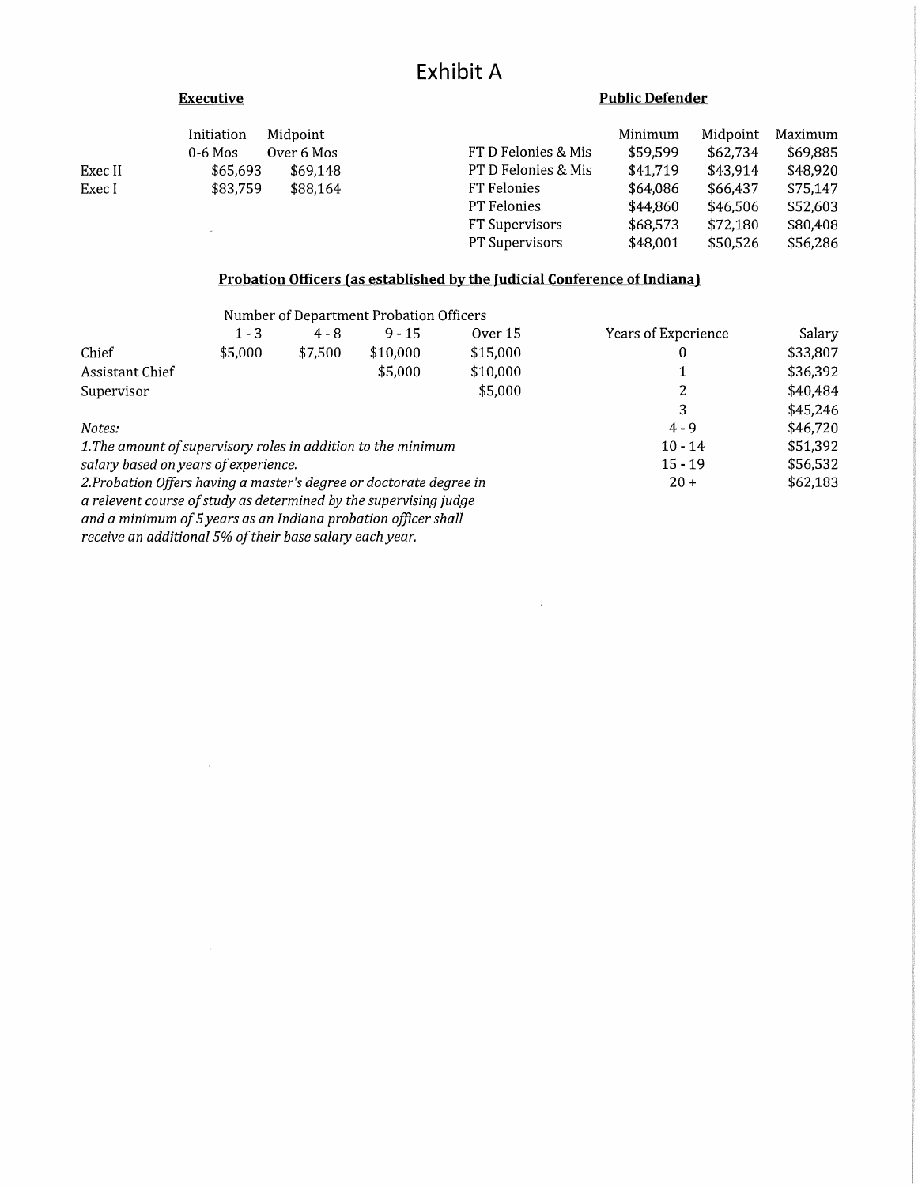# Exhibit A

## Executive

| | Initiation 0-6 Mos | Midpoint Over 6 Mos |
|---|---|---|
| Exec II | $65,693 | $69,148 |
| Exec I | $83,759 | $88,164 |

## Public Defender

| | Minimum | Midpoint | Maximum |
|---|---|---|---|
| FT D Felonies & Mis | $59,599 | $62,734 | $69,885 |
| PT D Felonies & Mis | $41,719 | $43,914 | $48,920 |
| FT Felonies | $64,086 | $66,437 | $75,147 |
| PT Felonies | $44,860 | $46,506 | $52,603 |
| FT Supervisors | $68,573 | $72,180 | $80,408 |
| PT Supervisors | $48,001 | $50,526 | $56,286 |

## Probation Officers (as established by the Judicial Conference of Indiana)

| | Number of Department Probation Officers | | | |
|---|---|---|---|---|
| | 1 - 3 | 4 - 8 | 9 - 15 | Over 15 |
| Chief | $5,000 | $7,500 | $10,000 | $15,000 |
| Assistant Chief | | | $5,000 | $10,000 |
| Supervisor | | | | $5,000 |

| Years of Experience | Salary |
|---|---|
| 0 | $33,807 |
| 1 | $36,392 |
| 2 | $40,484 |
| 3 | $45,246 |
| 4 - 9 | $46,720 |
| 10 - 14 | $51,392 |
| 15 - 19 | $56,532 |
| 20 + | $62,183 |

*Notes:*

*1.The amount of supervisory roles in addition to the minimum salary based on years of experience.*

*2.Probation Offers having a master's degree or doctorate degree in a relevent course of study as determined by the supervising judge and a minimum of 5 years as an Indiana probation officer shall receive an additional 5% of their base salary each year.*